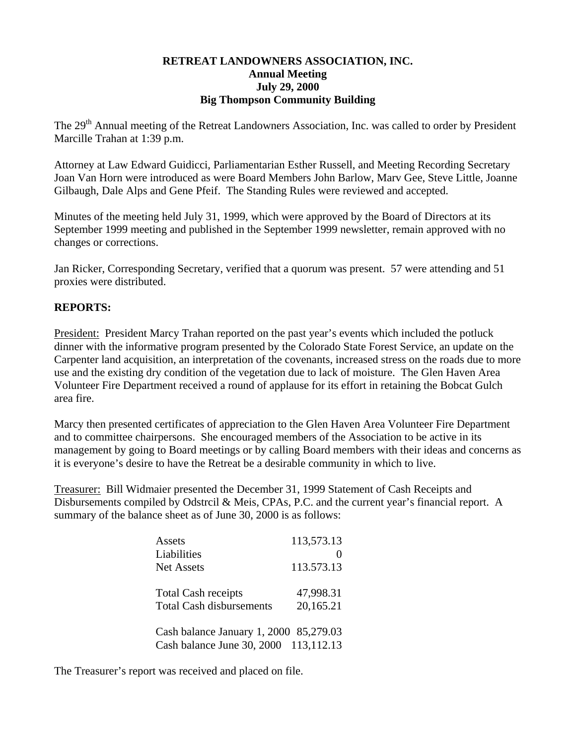**RETREAT LANDOWNERS ASSOCIATION, INC.**
**Annual Meeting**
**July 29, 2000**
**Big Thompson Community Building**

The 29th Annual meeting of the Retreat Landowners Association, Inc. was called to order by President Marcille Trahan at 1:39 p.m.

Attorney at Law Edward Guidicci, Parliamentarian Esther Russell, and Meeting Recording Secretary Joan Van Horn were introduced as were Board Members John Barlow, Marv Gee, Steve Little, Joanne Gilbaugh, Dale Alps and Gene Pfeif. The Standing Rules were reviewed and accepted.

Minutes of the meeting held July 31, 1999, which were approved by the Board of Directors at its September 1999 meeting and published in the September 1999 newsletter, remain approved with no changes or corrections.

Jan Ricker, Corresponding Secretary, verified that a quorum was present. 57 were attending and 51 proxies were distributed.

**REPORTS:**

President: President Marcy Trahan reported on the past year's events which included the potluck dinner with the informative program presented by the Colorado State Forest Service, an update on the Carpenter land acquisition, an interpretation of the covenants, increased stress on the roads due to more use and the existing dry condition of the vegetation due to lack of moisture. The Glen Haven Area Volunteer Fire Department received a round of applause for its effort in retaining the Bobcat Gulch area fire.

Marcy then presented certificates of appreciation to the Glen Haven Area Volunteer Fire Department and to committee chairpersons. She encouraged members of the Association to be active in its management by going to Board meetings or by calling Board members with their ideas and concerns as it is everyone's desire to have the Retreat be a desirable community in which to live.

Treasurer: Bill Widmaier presented the December 31, 1999 Statement of Cash Receipts and Disbursements compiled by Odstrcil & Meis, CPAs, P.C. and the current year's financial report. A summary of the balance sheet as of June 30, 2000 is as follows:

| | |
|---|---:|
| Assets | 113,573.13 |
| Liabilities | 0 |
| Net Assets | 113.573.13 |
| | |
| Total Cash receipts | 47,998.31 |
| Total Cash disbursements | 20,165.21 |
| | |
| Cash balance January 1, 2000 | 85,279.03 |
| Cash balance June 30, 2000 | 113,112.13 |

The Treasurer's report was received and placed on file.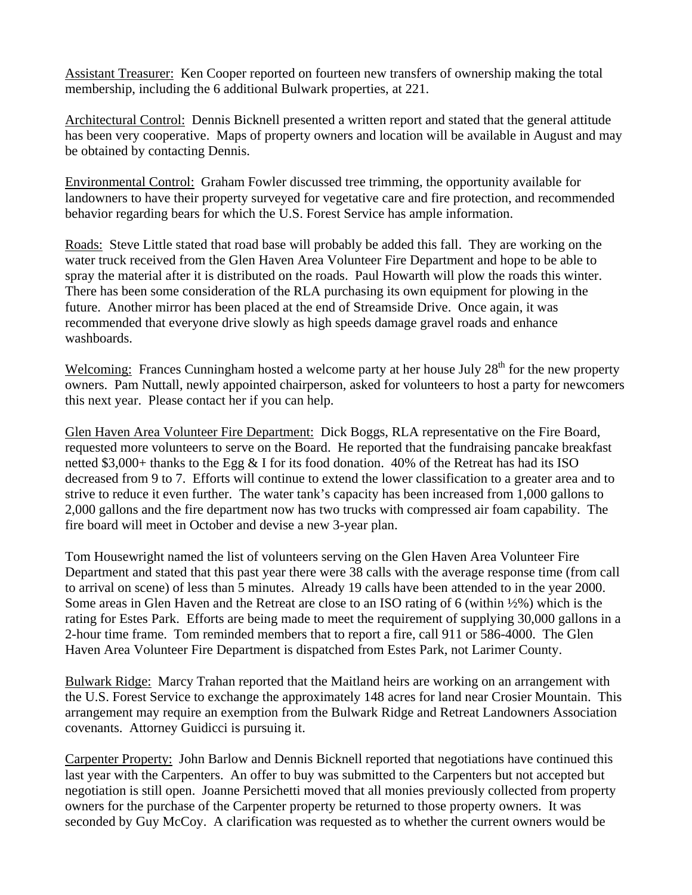Assistant Treasurer: Ken Cooper reported on fourteen new transfers of ownership making the total membership, including the 6 additional Bulwark properties, at 221.

Architectural Control: Dennis Bicknell presented a written report and stated that the general attitude has been very cooperative. Maps of property owners and location will be available in August and may be obtained by contacting Dennis.

Environmental Control: Graham Fowler discussed tree trimming, the opportunity available for landowners to have their property surveyed for vegetative care and fire protection, and recommended behavior regarding bears for which the U.S. Forest Service has ample information.

Roads: Steve Little stated that road base will probably be added this fall. They are working on the water truck received from the Glen Haven Area Volunteer Fire Department and hope to be able to spray the material after it is distributed on the roads. Paul Howarth will plow the roads this winter. There has been some consideration of the RLA purchasing its own equipment for plowing in the future. Another mirror has been placed at the end of Streamside Drive. Once again, it was recommended that everyone drive slowly as high speeds damage gravel roads and enhance washboards.

Welcoming: Frances Cunningham hosted a welcome party at her house July 28th for the new property owners. Pam Nuttall, newly appointed chairperson, asked for volunteers to host a party for newcomers this next year. Please contact her if you can help.

Glen Haven Area Volunteer Fire Department: Dick Boggs, RLA representative on the Fire Board, requested more volunteers to serve on the Board. He reported that the fundraising pancake breakfast netted $3,000+ thanks to the Egg & I for its food donation. 40% of the Retreat has had its ISO decreased from 9 to 7. Efforts will continue to extend the lower classification to a greater area and to strive to reduce it even further. The water tank's capacity has been increased from 1,000 gallons to 2,000 gallons and the fire department now has two trucks with compressed air foam capability. The fire board will meet in October and devise a new 3-year plan.

Tom Housewright named the list of volunteers serving on the Glen Haven Area Volunteer Fire Department and stated that this past year there were 38 calls with the average response time (from call to arrival on scene) of less than 5 minutes. Already 19 calls have been attended to in the year 2000. Some areas in Glen Haven and the Retreat are close to an ISO rating of 6 (within ½%) which is the rating for Estes Park. Efforts are being made to meet the requirement of supplying 30,000 gallons in a 2-hour time frame. Tom reminded members that to report a fire, call 911 or 586-4000. The Glen Haven Area Volunteer Fire Department is dispatched from Estes Park, not Larimer County.

Bulwark Ridge: Marcy Trahan reported that the Maitland heirs are working on an arrangement with the U.S. Forest Service to exchange the approximately 148 acres for land near Crosier Mountain. This arrangement may require an exemption from the Bulwark Ridge and Retreat Landowners Association covenants. Attorney Guidicci is pursuing it.

Carpenter Property: John Barlow and Dennis Bicknell reported that negotiations have continued this last year with the Carpenters. An offer to buy was submitted to the Carpenters but not accepted but negotiation is still open. Joanne Persichetti moved that all monies previously collected from property owners for the purchase of the Carpenter property be returned to those property owners. It was seconded by Guy McCoy. A clarification was requested as to whether the current owners would be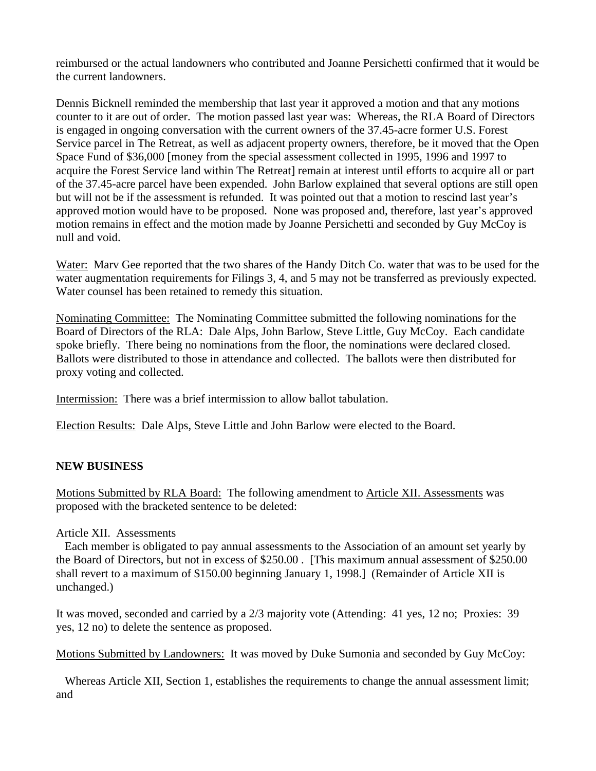reimbursed or the actual landowners who contributed and Joanne Persichetti confirmed that it would be the current landowners.

Dennis Bicknell reminded the membership that last year it approved a motion and that any motions counter to it are out of order. The motion passed last year was: Whereas, the RLA Board of Directors is engaged in ongoing conversation with the current owners of the 37.45-acre former U.S. Forest Service parcel in The Retreat, as well as adjacent property owners, therefore, be it moved that the Open Space Fund of $36,000 [money from the special assessment collected in 1995, 1996 and 1997 to acquire the Forest Service land within The Retreat] remain at interest until efforts to acquire all or part of the 37.45-acre parcel have been expended. John Barlow explained that several options are still open but will not be if the assessment is refunded. It was pointed out that a motion to rescind last year's approved motion would have to be proposed. None was proposed and, therefore, last year's approved motion remains in effect and the motion made by Joanne Persichetti and seconded by Guy McCoy is null and void.

<u>Water:</u> Marv Gee reported that the two shares of the Handy Ditch Co. water that was to be used for the water augmentation requirements for Filings 3, 4, and 5 may not be transferred as previously expected. Water counsel has been retained to remedy this situation.

<u>Nominating Committee:</u> The Nominating Committee submitted the following nominations for the Board of Directors of the RLA: Dale Alps, John Barlow, Steve Little, Guy McCoy. Each candidate spoke briefly. There being no nominations from the floor, the nominations were declared closed. Ballots were distributed to those in attendance and collected. The ballots were then distributed for proxy voting and collected.

<u>Intermission:</u> There was a brief intermission to allow ballot tabulation.

<u>Election Results:</u> Dale Alps, Steve Little and John Barlow were elected to the Board.

**NEW BUSINESS**

<u>Motions Submitted by RLA Board:</u> The following amendment to <u>Article XII. Assessments</u> was proposed with the bracketed sentence to be deleted:

Article XII. Assessments

Each member is obligated to pay annual assessments to the Association of an amount set yearly by the Board of Directors, but not in excess of $250.00 . [This maximum annual assessment of $250.00 shall revert to a maximum of $150.00 beginning January 1, 1998.] (Remainder of Article XII is unchanged.)

It was moved, seconded and carried by a 2/3 majority vote (Attending: 41 yes, 12 no; Proxies: 39 yes, 12 no) to delete the sentence as proposed.

<u>Motions Submitted by Landowners:</u> It was moved by Duke Sumonia and seconded by Guy McCoy:

Whereas Article XII, Section 1, establishes the requirements to change the annual assessment limit; and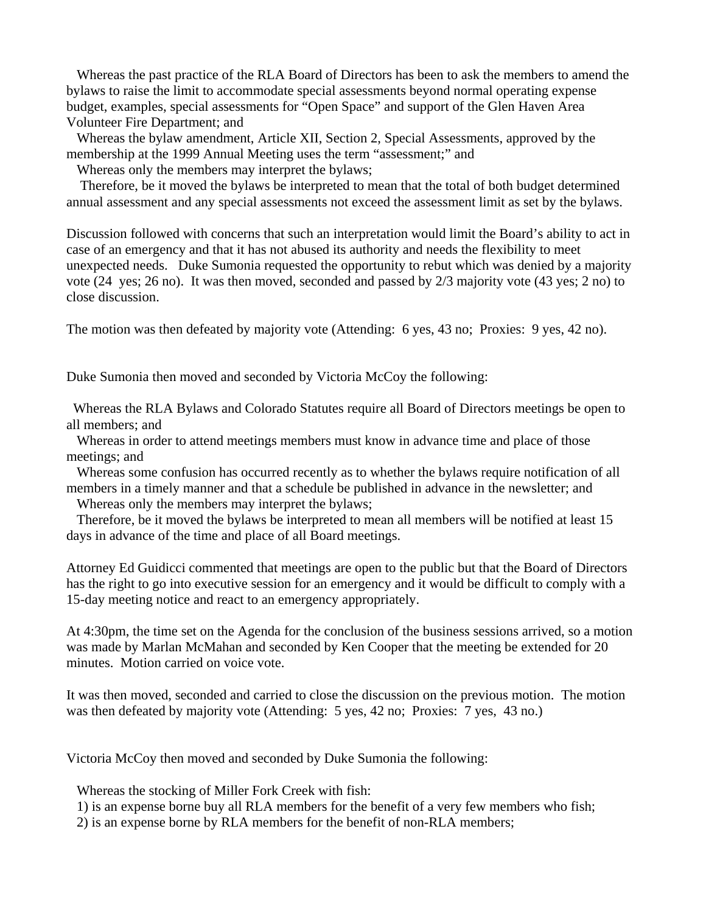Whereas the past practice of the RLA Board of Directors has been to ask the members to amend the bylaws to raise the limit to accommodate special assessments beyond normal operating expense budget, examples, special assessments for "Open Space" and support of the Glen Haven Area Volunteer Fire Department; and

Whereas the bylaw amendment, Article XII, Section 2, Special Assessments, approved by the membership at the 1999 Annual Meeting uses the term "assessment;" and

Whereas only the members may interpret the bylaws;

Therefore, be it moved the bylaws be interpreted to mean that the total of both budget determined annual assessment and any special assessments not exceed the assessment limit as set by the bylaws.

Discussion followed with concerns that such an interpretation would limit the Board's ability to act in case of an emergency and that it has not abused its authority and needs the flexibility to meet unexpected needs. Duke Sumonia requested the opportunity to rebut which was denied by a majority vote (24 yes; 26 no). It was then moved, seconded and passed by 2/3 majority vote (43 yes; 2 no) to close discussion.

The motion was then defeated by majority vote (Attending: 6 yes, 43 no; Proxies: 9 yes, 42 no).

Duke Sumonia then moved and seconded by Victoria McCoy the following:

Whereas the RLA Bylaws and Colorado Statutes require all Board of Directors meetings be open to all members; and

Whereas in order to attend meetings members must know in advance time and place of those meetings; and

Whereas some confusion has occurred recently as to whether the bylaws require notification of all members in a timely manner and that a schedule be published in advance in the newsletter; and

Whereas only the members may interpret the bylaws;

Therefore, be it moved the bylaws be interpreted to mean all members will be notified at least 15 days in advance of the time and place of all Board meetings.

Attorney Ed Guidicci commented that meetings are open to the public but that the Board of Directors has the right to go into executive session for an emergency and it would be difficult to comply with a 15-day meeting notice and react to an emergency appropriately.

At 4:30pm, the time set on the Agenda for the conclusion of the business sessions arrived, so a motion was made by Marlan McMahan and seconded by Ken Cooper that the meeting be extended for 20 minutes. Motion carried on voice vote.

It was then moved, seconded and carried to close the discussion on the previous motion. The motion was then defeated by majority vote (Attending: 5 yes, 42 no; Proxies: 7 yes, 43 no.)

Victoria McCoy then moved and seconded by Duke Sumonia the following:

Whereas the stocking of Miller Fork Creek with fish:

1) is an expense borne buy all RLA members for the benefit of a very few members who fish;
2) is an expense borne by RLA members for the benefit of non-RLA members;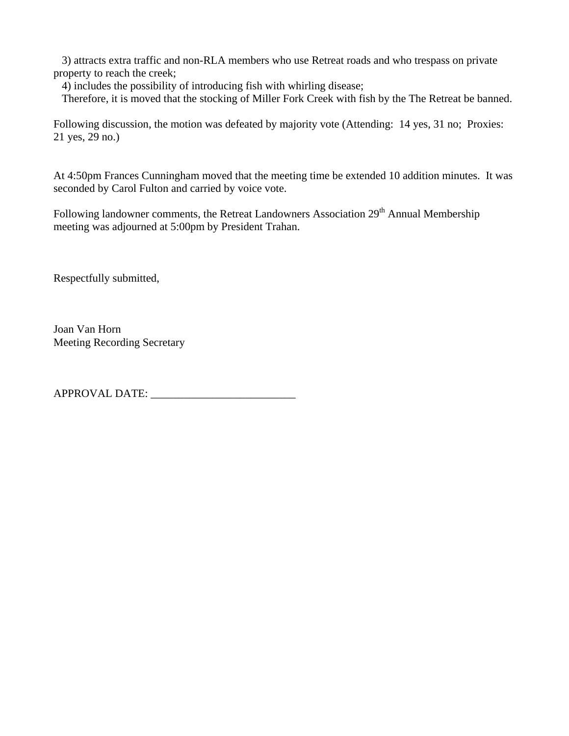3) attracts extra traffic and non-RLA members who use Retreat roads and who trespass on private property to reach the creek;
4) includes the possibility of introducing fish with whirling disease;
Therefore, it is moved that the stocking of Miller Fork Creek with fish by the The Retreat be banned.

Following discussion, the motion was defeated by majority vote (Attending: 14 yes, 31 no; Proxies: 21 yes, 29 no.)

At 4:50pm Frances Cunningham moved that the meeting time be extended 10 addition minutes. It was seconded by Carol Fulton and carried by voice vote.

Following landowner comments, the Retreat Landowners Association 29th Annual Membership meeting was adjourned at 5:00pm by President Trahan.

Respectfully submitted,

Joan Van Horn
Meeting Recording Secretary

APPROVAL DATE: __________________________